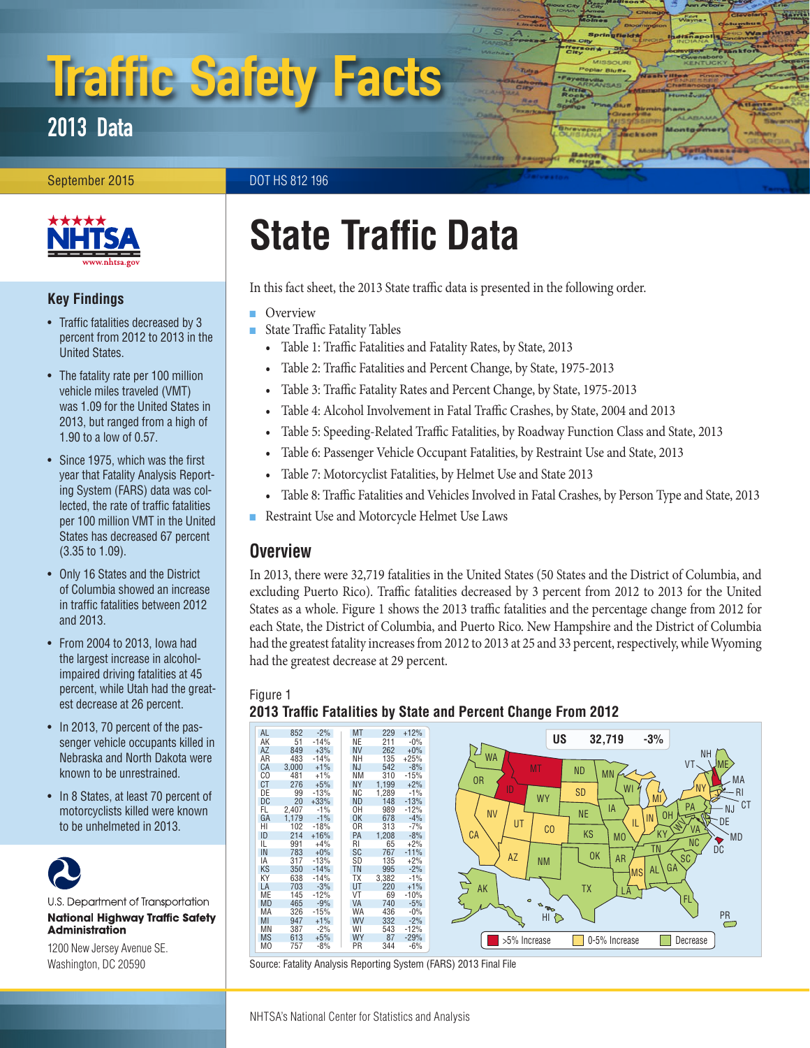# Traffic Safety Facts

## 2013 Data

September 2015

DOT HS 812 196

## Key Findings

- Traffic fatalities decreased by 3 percent from 2012 to 2013 in the United States.
- The fatality rate per 100 million vehicle miles traveled (VMT) was 1.09 for the United States in 2013, but ranged from a high of 1.90 to a low of 0.57.
- Since 1975, which was the first year that Fatality Analysis Reporting System (FARS) data was collected, the rate of traffic fatalities per 100 million VMT in the United States has decreased 67 percent (3.35 to 1.09).
- Only 16 States and the District of Columbia showed an increase in traffic fatalities between 2012 and 2013.
- From 2004 to 2013, Iowa had the largest increase in alcohol-impaired driving fatalities at 45 percent, while Utah had the greatest decrease at 26 percent.
- In 2013, 70 percent of the passenger vehicle occupants killed in Nebraska and North Dakota were known to be unrestrained.
- In 8 States, at least 70 percent of motorcyclists killed were known to be unhelmeted in 2013.

U.S. Department of Transportation
**National Highway Traffic Safety Administration**
1200 New Jersey Avenue SE.
Washington, DC 20590

# State Traffic Data

In this fact sheet, the 2013 State traffic data is presented in the following order.

- Overview
- State Traffic Fatality Tables
  - Table 1: Traffic Fatalities and Fatality Rates, by State, 2013
  - Table 2: Traffic Fatalities and Percent Change, by State, 1975-2013
  - Table 3: Traffic Fatality Rates and Percent Change, by State, 1975-2013
  - Table 4: Alcohol Involvement in Fatal Traffic Crashes, by State, 2004 and 2013
  - Table 5: Speeding-Related Traffic Fatalities, by Roadway Function Class and State, 2013
  - Table 6: Passenger Vehicle Occupant Fatalities, by Restraint Use and State, 2013
  - Table 7: Motorcyclist Fatalities, by Helmet Use and State 2013
  - Table 8: Traffic Fatalities and Vehicles Involved in Fatal Crashes, by Person Type and State, 2013
- Restraint Use and Motorcycle Helmet Use Laws

## Overview

In 2013, there were 32,719 fatalities in the United States (50 States and the District of Columbia, and excluding Puerto Rico). Traffic fatalities decreased by 3 percent from 2012 to 2013 for the United States as a whole. Figure 1 shows the 2013 traffic fatalities and the percentage change from 2012 for each State, the District of Columbia, and Puerto Rico. New Hampshire and the District of Columbia had the greatest fatality increases from 2012 to 2013 at 25 and 33 percent, respectively, while Wyoming had the greatest decrease at 29 percent.

Figure 1
**2013 Traffic Fatalities by State and Percent Change From 2012**

| | | | | | |
|---|---|---|---|---|---|
| AL | 852 | -2% | MT | 229 | +12% |
| AK | 51 | -14% | NE | 211 | -0% |
| AZ | 849 | +3% | NV | 262 | +0% |
| AR | 483 | -14% | NH | 135 | +25% |
| CA | 3,000 | +1% | NJ | 542 | -8% |
| CO | 481 | +1% | NM | 310 | -15% |
| CT | 276 | +5% | NY | 1,199 | +2% |
| DE | 99 | -13% | NC | 1,289 | -1% |
| DC | 20 | +33% | ND | 148 | -13% |
| FL | 2,407 | -1% | OH | 989 | -12% |
| GA | 1,179 | -1% | OK | 678 | -4% |
| HI | 102 | -18% | OR | 313 | -7% |
| ID | 214 | +16% | PA | 1,208 | -8% |
| IL | 991 | +4% | RI | 65 | +2% |
| IN | 783 | +0% | SC | 767 | -11% |
| IA | 317 | -13% | SD | 135 | -2% |
| KS | 350 | -14% | TN | 995 | -2% |
| KY | 638 | -14% | TX | 3,382 | -1% |
| LA | 703 | -3% | UT | 220 | +1% |
| ME | 145 | -12% | VT | 69 | -10% |
| MD | 465 | -9% | VA | 740 | -5% |
| MA | 326 | -15% | WA | 436 | -0% |
| MI | 947 | +1% | WV | 332 | -2% |
| MN | 387 | -2% | WI | 543 | -12% |
| MS | 613 | +5% | WY | 87 | -29% |
| MO | 757 | -8% | PR | 344 | -6% |

US 32,719 -3%

>5% Increase | 0-5% Increase | Decrease

Source: Fatality Analysis Reporting System (FARS) 2013 Final File

NHTSA's National Center for Statistics and Analysis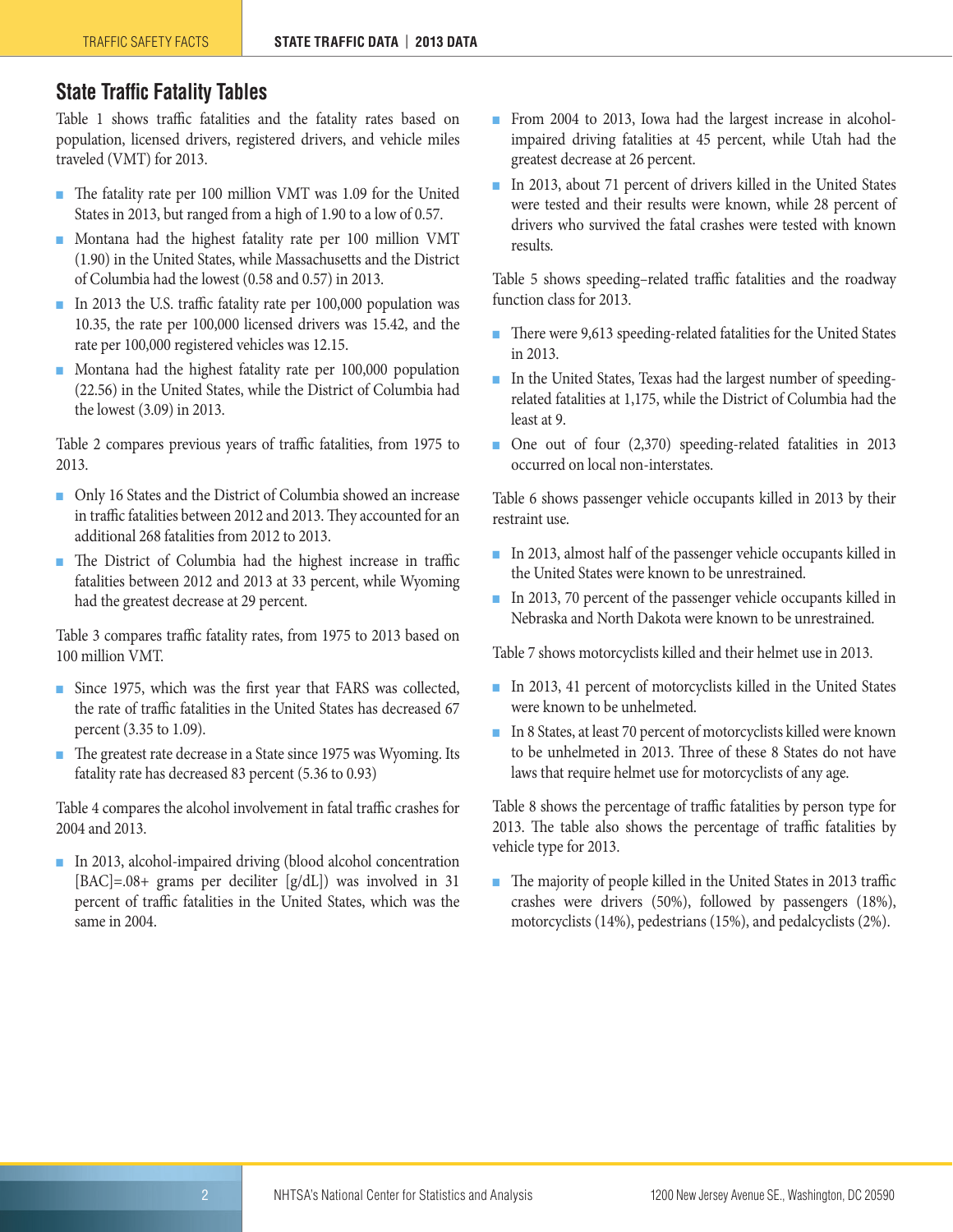## State Traffic Fatality Tables

Table 1 shows traffic fatalities and the fatality rates based on population, licensed drivers, registered drivers, and vehicle miles traveled (VMT) for 2013.

- The fatality rate per 100 million VMT was 1.09 for the United States in 2013, but ranged from a high of 1.90 to a low of 0.57.
- Montana had the highest fatality rate per 100 million VMT (1.90) in the United States, while Massachusetts and the District of Columbia had the lowest (0.58 and 0.57) in 2013.
- In 2013 the U.S. traffic fatality rate per 100,000 population was 10.35, the rate per 100,000 licensed drivers was 15.42, and the rate per 100,000 registered vehicles was 12.15.
- Montana had the highest fatality rate per 100,000 population (22.56) in the United States, while the District of Columbia had the lowest (3.09) in 2013.

Table 2 compares previous years of traffic fatalities, from 1975 to 2013.

- Only 16 States and the District of Columbia showed an increase in traffic fatalities between 2012 and 2013. They accounted for an additional 268 fatalities from 2012 to 2013.
- The District of Columbia had the highest increase in traffic fatalities between 2012 and 2013 at 33 percent, while Wyoming had the greatest decrease at 29 percent.

Table 3 compares traffic fatality rates, from 1975 to 2013 based on 100 million VMT.

- Since 1975, which was the first year that FARS was collected, the rate of traffic fatalities in the United States has decreased 67 percent (3.35 to 1.09).
- The greatest rate decrease in a State since 1975 was Wyoming. Its fatality rate has decreased 83 percent (5.36 to 0.93)

Table 4 compares the alcohol involvement in fatal traffic crashes for 2004 and 2013.

- In 2013, alcohol-impaired driving (blood alcohol concentration [BAC]=.08+ grams per deciliter [g/dL]) was involved in 31 percent of traffic fatalities in the United States, which was the same in 2004.
- From 2004 to 2013, Iowa had the largest increase in alcohol-impaired driving fatalities at 45 percent, while Utah had the greatest decrease at 26 percent.
- In 2013, about 71 percent of drivers killed in the United States were tested and their results were known, while 28 percent of drivers who survived the fatal crashes were tested with known results.

Table 5 shows speeding–related traffic fatalities and the roadway function class for 2013.

- There were 9,613 speeding-related fatalities for the United States in 2013.
- In the United States, Texas had the largest number of speeding-related fatalities at 1,175, while the District of Columbia had the least at 9.
- One out of four (2,370) speeding-related fatalities in 2013 occurred on local non-interstates.

Table 6 shows passenger vehicle occupants killed in 2013 by their restraint use.

- In 2013, almost half of the passenger vehicle occupants killed in the United States were known to be unrestrained.
- In 2013, 70 percent of the passenger vehicle occupants killed in Nebraska and North Dakota were known to be unrestrained.

Table 7 shows motorcyclists killed and their helmet use in 2013.

- In 2013, 41 percent of motorcyclists killed in the United States were known to be unhelmeted.
- In 8 States, at least 70 percent of motorcyclists killed were known to be unhelmeted in 2013. Three of these 8 States do not have laws that require helmet use for motorcyclists of any age.

Table 8 shows the percentage of traffic fatalities by person type for 2013. The table also shows the percentage of traffic fatalities by vehicle type for 2013.

- The majority of people killed in the United States in 2013 traffic crashes were drivers (50%), followed by passengers (18%), motorcyclists (14%), pedestrians (15%), and pedalcyclists (2%).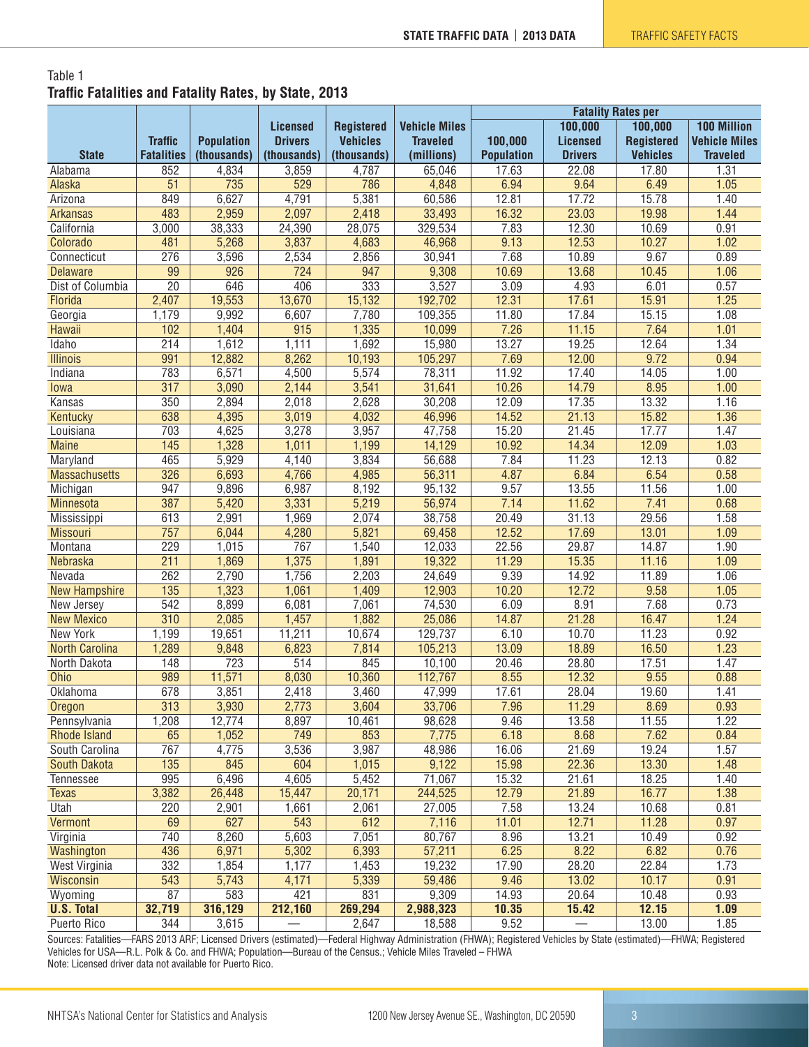Table 1
**Traffic Fatalities and Fatality Rates, by State, 2013**

| State | Traffic Fatalities | Population (thousands) | Licensed Drivers (thousands) | Registered Vehicles (thousands) | Vehicle Miles Traveled (millions) | Fatality Rates per 100,000 Population | Fatality Rates per 100,000 Licensed Drivers | Fatality Rates per 100,000 Registered Vehicles | Fatality Rates per 100 Million Vehicle Miles Traveled |
|---|---|---|---|---|---|---|---|---|---|
| Alabama | 852 | 4,834 | 3,859 | 4,787 | 65,046 | 17.63 | 22.08 | 17.80 | 1.31 |
| Alaska | 51 | 735 | 529 | 786 | 4,848 | 6.94 | 9.64 | 6.49 | 1.05 |
| Arizona | 849 | 6,627 | 4,791 | 5,381 | 60,586 | 12.81 | 17.72 | 15.78 | 1.40 |
| Arkansas | 483 | 2,959 | 2,097 | 2,418 | 33,493 | 16.32 | 23.03 | 19.98 | 1.44 |
| California | 3,000 | 38,333 | 24,390 | 28,075 | 329,534 | 7.83 | 12.30 | 10.69 | 0.91 |
| Colorado | 481 | 5,268 | 3,837 | 4,683 | 46,968 | 9.13 | 12.53 | 10.27 | 1.02 |
| Connecticut | 276 | 3,596 | 2,534 | 2,856 | 30,941 | 7.68 | 10.89 | 9.67 | 0.89 |
| Delaware | 99 | 926 | 724 | 947 | 9,308 | 10.69 | 13.68 | 10.45 | 1.06 |
| Dist of Columbia | 20 | 646 | 406 | 333 | 3,527 | 3.09 | 4.93 | 6.01 | 0.57 |
| Florida | 2,407 | 19,553 | 13,670 | 15,132 | 192,702 | 12.31 | 17.61 | 15.91 | 1.25 |
| Georgia | 1,179 | 9,992 | 6,607 | 7,780 | 109,355 | 11.80 | 17.84 | 15.15 | 1.08 |
| Hawaii | 102 | 1,404 | 915 | 1,335 | 10,099 | 7.26 | 11.15 | 7.64 | 1.01 |
| Idaho | 214 | 1,612 | 1,111 | 1,692 | 15,980 | 13.27 | 19.25 | 12.64 | 1.34 |
| Illinois | 991 | 12,882 | 8,262 | 10,193 | 105,297 | 7.69 | 12.00 | 9.72 | 0.94 |
| Indiana | 783 | 6,571 | 4,500 | 5,574 | 78,311 | 11.92 | 17.40 | 14.05 | 1.00 |
| Iowa | 317 | 3,090 | 2,144 | 3,541 | 31,641 | 10.26 | 14.79 | 8.95 | 1.00 |
| Kansas | 350 | 2,894 | 2,018 | 2,628 | 30,208 | 12.09 | 17.35 | 13.32 | 1.16 |
| Kentucky | 638 | 4,395 | 3,019 | 4,032 | 46,996 | 14.52 | 21.13 | 15.82 | 1.36 |
| Louisiana | 703 | 4,625 | 3,278 | 3,957 | 47,758 | 15.20 | 21.45 | 17.77 | 1.47 |
| Maine | 145 | 1,328 | 1,011 | 1,199 | 14,129 | 10.92 | 14.34 | 12.09 | 1.03 |
| Maryland | 465 | 5,929 | 4,140 | 3,834 | 56,688 | 7.84 | 11.23 | 12.13 | 0.82 |
| Massachusetts | 326 | 6,693 | 4,766 | 4,985 | 56,311 | 4.87 | 6.84 | 6.54 | 0.58 |
| Michigan | 947 | 9,896 | 6,987 | 8,192 | 95,132 | 9.57 | 13.55 | 11.56 | 1.00 |
| Minnesota | 387 | 5,420 | 3,331 | 5,219 | 56,974 | 7.14 | 11.62 | 7.41 | 0.68 |
| Mississippi | 613 | 2,991 | 1,969 | 2,074 | 38,758 | 20.49 | 31.13 | 29.56 | 1.58 |
| Missouri | 757 | 6,044 | 4,280 | 5,821 | 69,458 | 12.52 | 17.69 | 13.01 | 1.09 |
| Montana | 229 | 1,015 | 767 | 1,540 | 12,033 | 22.56 | 29.87 | 14.87 | 1.90 |
| Nebraska | 211 | 1,869 | 1,375 | 1,891 | 19,322 | 11.29 | 15.35 | 11.16 | 1.09 |
| Nevada | 262 | 2,790 | 1,756 | 2,203 | 24,649 | 9.39 | 14.92 | 11.89 | 1.06 |
| New Hampshire | 135 | 1,323 | 1,061 | 1,409 | 12,903 | 10.20 | 12.72 | 9.58 | 1.05 |
| New Jersey | 542 | 8,899 | 6,081 | 7,061 | 74,530 | 6.09 | 8.91 | 7.68 | 0.73 |
| New Mexico | 310 | 2,085 | 1,457 | 1,882 | 25,086 | 14.87 | 21.28 | 16.47 | 1.24 |
| New York | 1,199 | 19,651 | 11,211 | 10,674 | 129,737 | 6.10 | 10.70 | 11.23 | 0.92 |
| North Carolina | 1,289 | 9,848 | 6,823 | 7,814 | 105,213 | 13.09 | 18.89 | 16.50 | 1.23 |
| North Dakota | 148 | 723 | 514 | 845 | 10,100 | 20.46 | 28.80 | 17.51 | 1.47 |
| Ohio | 989 | 11,571 | 8,030 | 10,360 | 112,767 | 8.55 | 12.32 | 9.55 | 0.88 |
| Oklahoma | 678 | 3,851 | 2,418 | 3,460 | 47,999 | 17.61 | 28.04 | 19.60 | 1.41 |
| Oregon | 313 | 3,930 | 2,773 | 3,604 | 33,706 | 7.96 | 11.29 | 8.69 | 0.93 |
| Pennsylvania | 1,208 | 12,774 | 8,897 | 10,461 | 98,628 | 9.46 | 13.58 | 11.55 | 1.22 |
| Rhode Island | 65 | 1,052 | 749 | 853 | 7,775 | 6.18 | 8.68 | 7.62 | 0.84 |
| South Carolina | 767 | 4,775 | 3,536 | 3,987 | 48,986 | 16.06 | 21.69 | 19.24 | 1.57 |
| South Dakota | 135 | 845 | 604 | 1,015 | 9,122 | 15.98 | 22.36 | 13.30 | 1.48 |
| Tennessee | 995 | 6,496 | 4,605 | 5,452 | 71,067 | 15.32 | 21.61 | 18.25 | 1.40 |
| Texas | 3,382 | 26,448 | 15,447 | 20,171 | 244,525 | 12.79 | 21.89 | 16.77 | 1.38 |
| Utah | 220 | 2,901 | 1,661 | 2,061 | 27,005 | 7.58 | 13.24 | 10.68 | 0.81 |
| Vermont | 69 | 627 | 543 | 612 | 7,116 | 11.01 | 12.71 | 11.28 | 0.97 |
| Virginia | 740 | 8,260 | 5,603 | 7,051 | 80,767 | 8.96 | 13.21 | 10.49 | 0.92 |
| Washington | 436 | 6,971 | 5,302 | 6,393 | 57,211 | 6.25 | 8.22 | 6.82 | 0.76 |
| West Virginia | 332 | 1,854 | 1,177 | 1,453 | 19,232 | 17.90 | 28.20 | 22.84 | 1.73 |
| Wisconsin | 543 | 5,743 | 4,171 | 5,339 | 59,486 | 9.46 | 13.02 | 10.17 | 0.91 |
| Wyoming | 87 | 583 | 421 | 831 | 9,309 | 14.93 | 20.64 | 10.48 | 0.93 |
| **U.S. Total** | **32,719** | **316,129** | **212,160** | **269,294** | **2,988,323** | **10.35** | **15.42** | **12.15** | **1.09** |
| Puerto Rico | 344 | 3,615 | — | 2,647 | 18,588 | 9.52 | — | 13.00 | 1.85 |

Sources: Fatalities—FARS 2013 ARF; Licensed Drivers (estimated)—Federal Highway Administration (FHWA); Registered Vehicles by State (estimated)—FHWA; Registered Vehicles for USA—R.L. Polk & Co. and FHWA; Population—Bureau of the Census.; Vehicle Miles Traveled – FHWA
Note: Licensed driver data not available for Puerto Rico.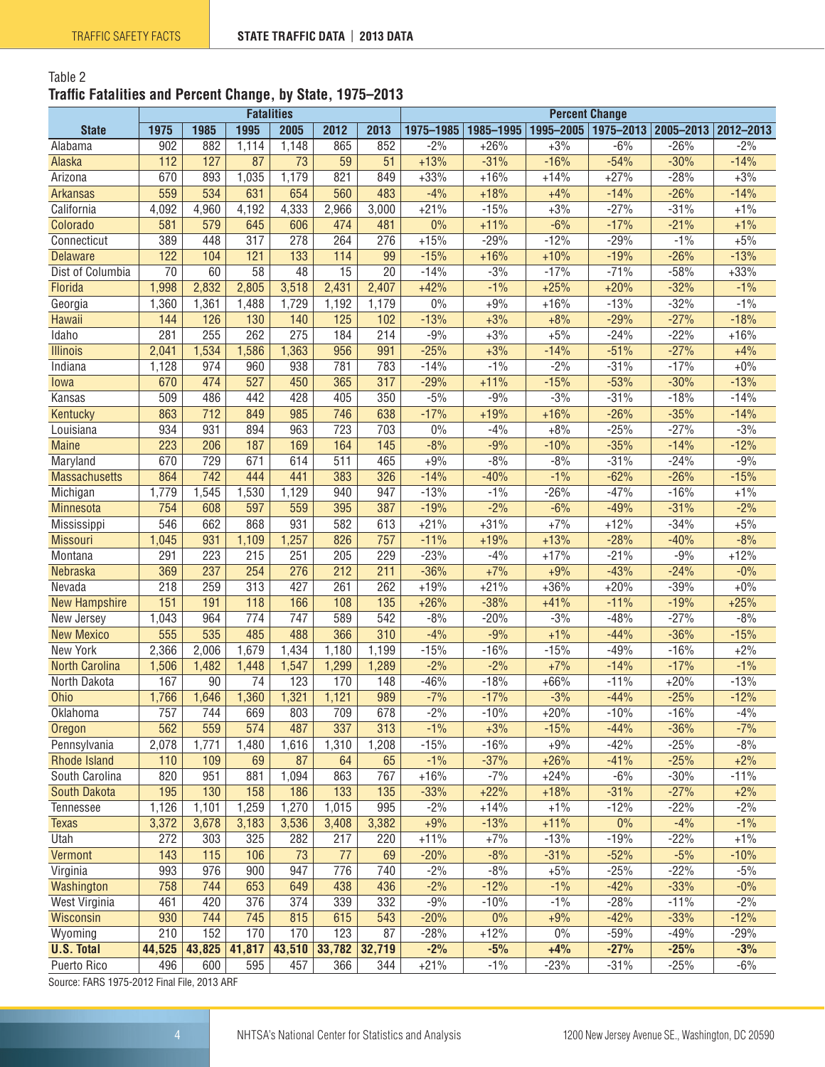Table 2

**Traffic Fatalities and Percent Change, by State, 1975–2013**

| State | Fatalities | | | | | | Percent Change | | | | | |
|---|---|---|---|---|---|---|---|---|---|---|---|---|
| | 1975 | 1985 | 1995 | 2005 | 2012 | 2013 | 1975–1985 | 1985–1995 | 1995–2005 | 1975–2013 | 2005–2013 | 2012–2013 |
| Alabama | 902 | 882 | 1,114 | 1,148 | 865 | 852 | -2% | +26% | +3% | -6% | -26% | -2% |
| Alaska | 112 | 127 | 87 | 73 | 59 | 51 | +13% | -31% | -16% | -54% | -30% | -14% |
| Arizona | 670 | 893 | 1,035 | 1,179 | 821 | 849 | +33% | +16% | +14% | +27% | -28% | +3% |
| Arkansas | 559 | 534 | 631 | 654 | 560 | 483 | -4% | +18% | +4% | -14% | -26% | -14% |
| California | 4,092 | 4,960 | 4,192 | 4,333 | 2,966 | 3,000 | +21% | -15% | +3% | -27% | -31% | +1% |
| Colorado | 581 | 579 | 645 | 606 | 474 | 481 | 0% | +11% | -6% | -17% | -21% | +1% |
| Connecticut | 389 | 448 | 317 | 278 | 264 | 276 | +15% | -29% | -12% | -29% | -1% | +5% |
| Delaware | 122 | 104 | 121 | 133 | 114 | 99 | -15% | +16% | +10% | -19% | -26% | -13% |
| Dist of Columbia | 70 | 60 | 58 | 48 | 15 | 20 | -14% | -3% | -17% | -71% | -58% | +33% |
| Florida | 1,998 | 2,832 | 2,805 | 3,518 | 2,431 | 2,407 | +42% | -1% | +25% | +20% | -32% | -1% |
| Georgia | 1,360 | 1,361 | 1,488 | 1,729 | 1,192 | 1,179 | 0% | +9% | +16% | -13% | -32% | -1% |
| Hawaii | 144 | 126 | 130 | 140 | 125 | 102 | -13% | +3% | +8% | -29% | -27% | -18% |
| Idaho | 281 | 255 | 262 | 275 | 184 | 214 | -9% | +3% | +5% | -24% | -22% | +16% |
| Illinois | 2,041 | 1,534 | 1,586 | 1,363 | 956 | 991 | -25% | +3% | -14% | -51% | -27% | +4% |
| Indiana | 1,128 | 974 | 960 | 938 | 781 | 783 | -14% | -1% | -2% | -31% | -17% | +0% |
| Iowa | 670 | 474 | 527 | 450 | 365 | 317 | -29% | +11% | -15% | -53% | -30% | -13% |
| Kansas | 509 | 486 | 442 | 428 | 405 | 350 | -5% | -9% | -3% | -31% | -18% | -14% |
| Kentucky | 863 | 712 | 849 | 985 | 746 | 638 | -17% | +19% | +16% | -26% | -35% | -14% |
| Louisiana | 934 | 931 | 894 | 963 | 723 | 703 | 0% | -4% | +8% | -25% | -27% | -3% |
| Maine | 223 | 206 | 187 | 169 | 164 | 145 | -8% | -9% | -10% | -35% | -14% | -12% |
| Maryland | 670 | 729 | 671 | 614 | 511 | 465 | +9% | -8% | -8% | -31% | -24% | -9% |
| Massachusetts | 864 | 742 | 444 | 441 | 383 | 326 | -14% | -40% | -1% | -62% | -26% | -15% |
| Michigan | 1,779 | 1,545 | 1,530 | 1,129 | 940 | 947 | -13% | -1% | -26% | -47% | -16% | +1% |
| Minnesota | 754 | 608 | 597 | 559 | 395 | 387 | -19% | -2% | -6% | -49% | -31% | -2% |
| Mississippi | 546 | 662 | 868 | 931 | 582 | 613 | +21% | +31% | +7% | +12% | -34% | +5% |
| Missouri | 1,045 | 931 | 1,109 | 1,257 | 826 | 757 | -11% | +19% | +13% | -28% | -40% | -8% |
| Montana | 291 | 223 | 215 | 251 | 205 | 229 | -23% | -4% | +17% | -21% | -9% | +12% |
| Nebraska | 369 | 237 | 254 | 276 | 212 | 211 | -36% | +7% | +9% | -43% | -24% | -0% |
| Nevada | 218 | 259 | 313 | 427 | 261 | 262 | +19% | +21% | +36% | +20% | -39% | +0% |
| New Hampshire | 151 | 191 | 118 | 166 | 108 | 135 | +26% | -38% | +41% | -11% | -19% | +25% |
| New Jersey | 1,043 | 964 | 774 | 747 | 589 | 542 | -8% | -20% | -3% | -48% | -27% | -8% |
| New Mexico | 555 | 535 | 485 | 488 | 366 | 310 | -4% | -9% | +1% | -44% | -36% | -15% |
| New York | 2,366 | 2,006 | 1,679 | 1,434 | 1,180 | 1,199 | -15% | -16% | -15% | -49% | -16% | +2% |
| North Carolina | 1,506 | 1,482 | 1,448 | 1,547 | 1,299 | 1,289 | -2% | -2% | +7% | -14% | -17% | -1% |
| North Dakota | 167 | 90 | 74 | 123 | 170 | 148 | -46% | -18% | +66% | -11% | +20% | -13% |
| Ohio | 1,766 | 1,646 | 1,360 | 1,321 | 1,121 | 989 | -7% | -17% | -3% | -44% | -25% | -12% |
| Oklahoma | 757 | 744 | 669 | 803 | 709 | 678 | -2% | -10% | +20% | -10% | -16% | -4% |
| Oregon | 562 | 559 | 574 | 487 | 337 | 313 | -1% | +3% | -15% | -44% | -36% | -7% |
| Pennsylvania | 2,078 | 1,771 | 1,480 | 1,616 | 1,310 | 1,208 | -15% | -16% | +9% | -42% | -25% | -8% |
| Rhode Island | 110 | 109 | 69 | 87 | 64 | 65 | -1% | -37% | +26% | -41% | -25% | +2% |
| South Carolina | 820 | 951 | 881 | 1,094 | 863 | 767 | +16% | -7% | +24% | -6% | -30% | -11% |
| South Dakota | 195 | 130 | 158 | 186 | 133 | 135 | -33% | +22% | +18% | -31% | -27% | +2% |
| Tennessee | 1,126 | 1,101 | 1,259 | 1,270 | 1,015 | 995 | -2% | +14% | +1% | -12% | -22% | -2% |
| Texas | 3,372 | 3,678 | 3,183 | 3,536 | 3,408 | 3,382 | +9% | -13% | +11% | 0% | -4% | -1% |
| Utah | 272 | 303 | 325 | 282 | 217 | 220 | +11% | +7% | -13% | -19% | -22% | +1% |
| Vermont | 143 | 115 | 106 | 73 | 77 | 69 | -20% | -8% | -31% | -52% | -5% | -10% |
| Virginia | 993 | 976 | 900 | 947 | 776 | 740 | -2% | -8% | +5% | -25% | -22% | -5% |
| Washington | 758 | 744 | 653 | 649 | 438 | 436 | -2% | -12% | -1% | -42% | -33% | -0% |
| West Virginia | 461 | 420 | 376 | 374 | 339 | 332 | -9% | -10% | -1% | -28% | -11% | -2% |
| Wisconsin | 930 | 744 | 745 | 815 | 615 | 543 | -20% | 0% | +9% | -42% | -33% | -12% |
| Wyoming | 210 | 152 | 170 | 170 | 123 | 87 | -28% | +12% | 0% | -59% | -49% | -29% |
| **U.S. Total** | **44,525** | **43,825** | **41,817** | **43,510** | **33,782** | **32,719** | **-2%** | **-5%** | **+4%** | **-27%** | **-25%** | **-3%** |
| Puerto Rico | 496 | 600 | 595 | 457 | 366 | 344 | +21% | -1% | -23% | -31% | -25% | -6% |

Source: FARS 1975-2012 Final File, 2013 ARF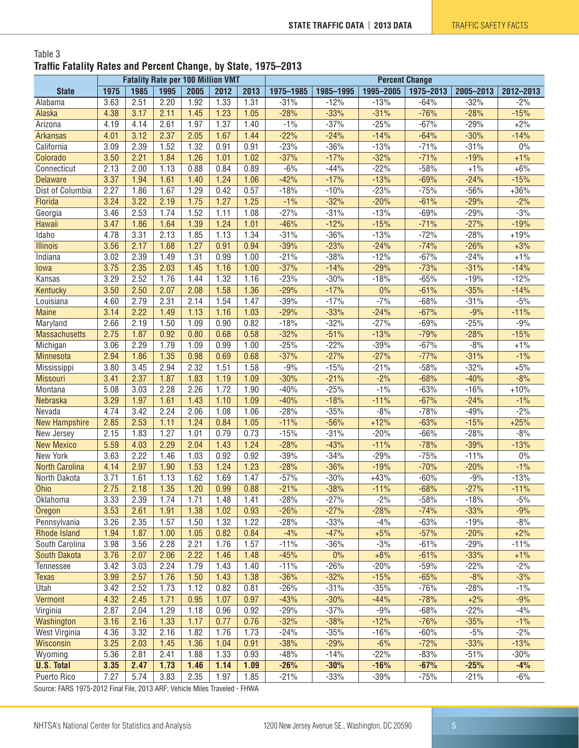Table 3
**Traffic Fatality Rates and Percent Change, by State, 1975–2013**

| State | Fatality Rate per 100 Million VMT | | | | | | Percent Change | | | | | |
|---|---|---|---|---|---|---|---|---|---|---|---|---|
| | 1975 | 1985 | 1995 | 2005 | 2012 | 2013 | 1975–1985 | 1985–1995 | 1995–2005 | 1975–2013 | 2005–2013 | 2012–2013 |
| Alabama | 3.63 | 2.51 | 2.20 | 1.92 | 1.33 | 1.31 | -31% | -12% | -13% | -64% | -32% | -2% |
| Alaska | 4.38 | 3.17 | 2.11 | 1.45 | 1.23 | 1.05 | -28% | -33% | -31% | -76% | -28% | -15% |
| Arizona | 4.19 | 4.14 | 2.61 | 1.97 | 1.37 | 1.40 | -1% | -37% | -25% | -67% | -29% | +2% |
| Arkansas | 4.01 | 3.12 | 2.37 | 2.05 | 1.67 | 1.44 | -22% | -24% | -14% | -64% | -30% | -14% |
| California | 3.09 | 2.39 | 1.52 | 1.32 | 0.91 | 0.91 | -23% | -36% | -13% | -71% | -31% | 0% |
| Colorado | 3.50 | 2.21 | 1.84 | 1.26 | 1.01 | 1.02 | -37% | -17% | -32% | -71% | -19% | +1% |
| Connecticut | 2.13 | 2.00 | 1.13 | 0.88 | 0.84 | 0.89 | -6% | -44% | -22% | -58% | +1% | +6% |
| Delaware | 3.37 | 1.94 | 1.61 | 1.40 | 1.24 | 1.06 | -42% | -17% | -13% | -69% | -24% | -15% |
| Dist of Columbia | 2.27 | 1.86 | 1.67 | 1.29 | 0.42 | 0.57 | -18% | -10% | -23% | -75% | -56% | +36% |
| Florida | 3.24 | 3.22 | 2.19 | 1.75 | 1.27 | 1.25 | -1% | -32% | -20% | -61% | -29% | -2% |
| Georgia | 3.46 | 2.53 | 1.74 | 1.52 | 1.11 | 1.08 | -27% | -31% | -13% | -69% | -29% | -3% |
| Hawaii | 3.47 | 1.86 | 1.64 | 1.39 | 1.24 | 1.01 | -46% | -12% | -15% | -71% | -27% | -19% |
| Idaho | 4.78 | 3.31 | 2.13 | 1.85 | 1.13 | 1.34 | -31% | -36% | -13% | -72% | -28% | +19% |
| Illinois | 3.56 | 2.17 | 1.68 | 1.27 | 0.91 | 0.94 | -39% | -23% | -24% | -74% | -26% | +3% |
| Indiana | 3.02 | 2.39 | 1.49 | 1.31 | 0.99 | 1.00 | -21% | -38% | -12% | -67% | -24% | +1% |
| Iowa | 3.75 | 2.35 | 2.03 | 1.45 | 1.16 | 1.00 | -37% | -14% | -29% | -73% | -31% | -14% |
| Kansas | 3.29 | 2.52 | 1.76 | 1.44 | 1.32 | 1.16 | -23% | -30% | -18% | -65% | -19% | -12% |
| Kentucky | 3.50 | 2.50 | 2.07 | 2.08 | 1.58 | 1.36 | -29% | -17% | 0% | -61% | -35% | -14% |
| Louisiana | 4.60 | 2.79 | 2.31 | 2.14 | 1.54 | 1.47 | -39% | -17% | -7% | -68% | -31% | -5% |
| Maine | 3.14 | 2.22 | 1.49 | 1.13 | 1.16 | 1.03 | -29% | -33% | -24% | -67% | -9% | -11% |
| Maryland | 2.66 | 2.19 | 1.50 | 1.09 | 0.90 | 0.82 | -18% | -32% | -27% | -69% | -25% | -9% |
| Massachusetts | 2.75 | 1.87 | 0.92 | 0.80 | 0.68 | 0.58 | -32% | -51% | -13% | -79% | -28% | -15% |
| Michigan | 3.06 | 2.29 | 1.79 | 1.09 | 0.99 | 1.00 | -25% | -22% | -39% | -67% | -8% | +1% |
| Minnesota | 2.94 | 1.86 | 1.35 | 0.98 | 0.69 | 0.68 | -37% | -27% | -27% | -77% | -31% | -1% |
| Mississippi | 3.80 | 3.45 | 2.94 | 2.32 | 1.51 | 1.58 | -9% | -15% | -21% | -58% | -32% | +5% |
| Missouri | 3.41 | 2.37 | 1.87 | 1.83 | 1.19 | 1.09 | -30% | -21% | -2% | -68% | -40% | -8% |
| Montana | 5.08 | 3.03 | 2.28 | 2.26 | 1.72 | 1.90 | -40% | -25% | -1% | -63% | -16% | +10% |
| Nebraska | 3.29 | 1.97 | 1.61 | 1.43 | 1.10 | 1.09 | -40% | -18% | -11% | -67% | -24% | -1% |
| Nevada | 4.74 | 3.42 | 2.24 | 2.06 | 1.08 | 1.06 | -28% | -35% | -8% | -78% | -49% | -2% |
| New Hampshire | 2.85 | 2.53 | 1.11 | 1.24 | 0.84 | 1.05 | -11% | -56% | +12% | -63% | -15% | +25% |
| New Jersey | 2.15 | 1.83 | 1.27 | 1.01 | 0.79 | 0.73 | -15% | -31% | -20% | -66% | -28% | -8% |
| New Mexico | 5.59 | 4.03 | 2.29 | 2.04 | 1.43 | 1.24 | -28% | -43% | -11% | -78% | -39% | -13% |
| New York | 3.63 | 2.22 | 1.46 | 1.03 | 0.92 | 0.92 | -39% | -34% | -29% | -75% | -11% | 0% |
| North Carolina | 4.14 | 2.97 | 1.90 | 1.53 | 1.24 | 1.23 | -28% | -36% | -19% | -70% | -20% | -1% |
| North Dakota | 3.71 | 1.61 | 1.13 | 1.62 | 1.69 | 1.47 | -57% | -30% | +43% | -60% | -9% | -13% |
| Ohio | 2.75 | 2.18 | 1.35 | 1.20 | 0.99 | 0.88 | -21% | -38% | -11% | -68% | -27% | -11% |
| Oklahoma | 3.33 | 2.39 | 1.74 | 1.71 | 1.48 | 1.41 | -28% | -27% | -2% | -58% | -18% | -5% |
| Oregon | 3.53 | 2.61 | 1.91 | 1.38 | 1.02 | 0.93 | -26% | -27% | -28% | -74% | -33% | -9% |
| Pennsylvania | 3.26 | 2.35 | 1.57 | 1.50 | 1.32 | 1.22 | -28% | -33% | -4% | -63% | -19% | -8% |
| Rhode Island | 1.94 | 1.87 | 1.00 | 1.05 | 0.82 | 0.84 | -4% | -47% | +5% | -57% | -20% | +2% |
| South Carolina | 3.98 | 3.56 | 2.28 | 2.21 | 1.76 | 1.57 | -11% | -36% | -3% | -61% | -29% | -11% |
| South Dakota | 3.76 | 2.07 | 2.06 | 2.22 | 1.46 | 1.48 | -45% | 0% | +8% | -61% | -33% | +1% |
| Tennessee | 3.42 | 3.03 | 2.24 | 1.79 | 1.43 | 1.40 | -11% | -26% | -20% | -59% | -22% | -2% |
| Texas | 3.99 | 2.57 | 1.76 | 1.50 | 1.43 | 1.38 | -36% | -32% | -15% | -65% | -8% | -3% |
| Utah | 3.42 | 2.52 | 1.73 | 1.12 | 0.82 | 0.81 | -26% | -31% | -35% | -76% | -28% | -1% |
| Vermont | 4.32 | 2.45 | 1.71 | 0.95 | 1.07 | 0.97 | -43% | -30% | -44% | -78% | +2% | -9% |
| Virginia | 2.87 | 2.04 | 1.29 | 1.18 | 0.96 | 0.92 | -29% | -37% | -9% | -68% | -22% | -4% |
| Washington | 3.16 | 2.16 | 1.33 | 1.17 | 0.77 | 0.76 | -32% | -38% | -12% | -76% | -35% | -1% |
| West Virginia | 4.36 | 3.32 | 2.16 | 1.82 | 1.76 | 1.73 | -24% | -35% | -16% | -60% | -5% | -2% |
| Wisconsin | 3.25 | 2.03 | 1.45 | 1.36 | 1.04 | 0.91 | -38% | -29% | -6% | -72% | -33% | -13% |
| Wyoming | 5.36 | 2.81 | 2.41 | 1.88 | 1.33 | 0.93 | -48% | -14% | -22% | -83% | -51% | -30% |
| **U.S. Total** | **3.35** | **2.47** | **1.73** | **1.46** | **1.14** | **1.09** | **-26%** | **-30%** | **-16%** | **-67%** | **-25%** | **-4%** |
| Puerto Rico | 7.27 | 5.74 | 3.83 | 2.35 | 1.97 | 1.85 | -21% | -33% | -39% | -75% | -21% | -6% |

Source: FARS 1975-2012 Final File, 2013 ARF; Vehicle Miles Traveled - FHWA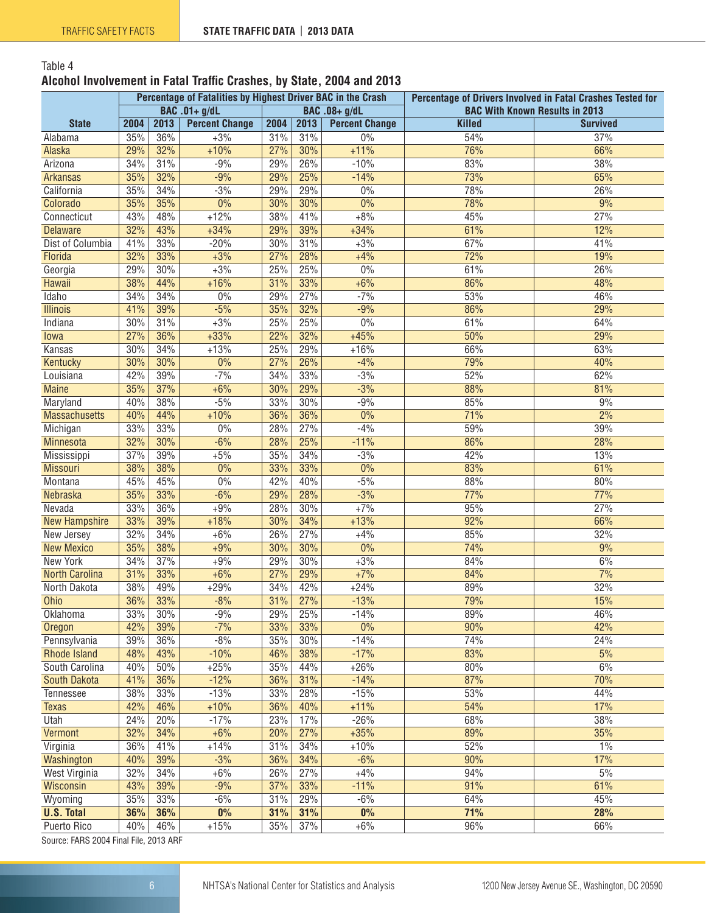Table 4

**Alcohol Involvement in Fatal Traffic Crashes, by State, 2004 and 2013**

| | Percentage of Fatalities by Highest Driver BAC in the Crash | | | | | | Percentage of Drivers Involved in Fatal Crashes Tested for BAC With Known Results in 2013 | |
|---|---|---|---|---|---|---|---|---|
| | BAC .01+ g/dL | | | BAC .08+ g/dL | | | | |
| **State** | **2004** | **2013** | **Percent Change** | **2004** | **2013** | **Percent Change** | **Killed** | **Survived** |
| Alabama | 35% | 36% | +3% | 31% | 31% | 0% | 54% | 37% |
| Alaska | 29% | 32% | +10% | 27% | 30% | +11% | 76% | 66% |
| Arizona | 34% | 31% | -9% | 29% | 26% | -10% | 83% | 38% |
| Arkansas | 35% | 32% | -9% | 29% | 25% | -14% | 73% | 65% |
| California | 35% | 34% | -3% | 29% | 29% | 0% | 78% | 26% |
| Colorado | 35% | 35% | 0% | 30% | 30% | 0% | 78% | 9% |
| Connecticut | 43% | 48% | +12% | 38% | 41% | +8% | 45% | 27% |
| Delaware | 32% | 43% | +34% | 29% | 39% | +34% | 61% | 12% |
| Dist of Columbia | 41% | 33% | -20% | 30% | 31% | +3% | 67% | 41% |
| Florida | 32% | 33% | +3% | 27% | 28% | +4% | 72% | 19% |
| Georgia | 29% | 30% | +3% | 25% | 25% | 0% | 61% | 26% |
| Hawaii | 38% | 44% | +16% | 31% | 33% | +6% | 86% | 48% |
| Idaho | 34% | 34% | 0% | 29% | 27% | -7% | 53% | 46% |
| Illinois | 41% | 39% | -5% | 35% | 32% | -9% | 86% | 29% |
| Indiana | 30% | 31% | +3% | 25% | 25% | 0% | 61% | 64% |
| Iowa | 27% | 36% | +33% | 22% | 32% | +45% | 50% | 29% |
| Kansas | 30% | 34% | +13% | 25% | 29% | +16% | 66% | 63% |
| Kentucky | 30% | 30% | 0% | 27% | 26% | -4% | 79% | 40% |
| Louisiana | 42% | 39% | -7% | 34% | 33% | -3% | 52% | 62% |
| Maine | 35% | 37% | +6% | 30% | 29% | -3% | 88% | 81% |
| Maryland | 40% | 38% | -5% | 33% | 30% | -9% | 85% | 9% |
| Massachusetts | 40% | 44% | +10% | 36% | 36% | 0% | 71% | 2% |
| Michigan | 33% | 33% | 0% | 28% | 27% | -4% | 59% | 39% |
| Minnesota | 32% | 30% | -6% | 28% | 25% | -11% | 86% | 28% |
| Mississippi | 37% | 39% | +5% | 35% | 34% | -3% | 42% | 13% |
| Missouri | 38% | 38% | 0% | 33% | 33% | 0% | 83% | 61% |
| Montana | 45% | 45% | 0% | 42% | 40% | -5% | 88% | 80% |
| Nebraska | 35% | 33% | -6% | 29% | 28% | -3% | 77% | 77% |
| Nevada | 33% | 36% | +9% | 28% | 30% | +7% | 95% | 27% |
| New Hampshire | 33% | 39% | +18% | 30% | 34% | +13% | 92% | 66% |
| New Jersey | 32% | 34% | +6% | 26% | 27% | +4% | 85% | 32% |
| New Mexico | 35% | 38% | +9% | 30% | 30% | 0% | 74% | 9% |
| New York | 34% | 37% | +9% | 29% | 30% | +3% | 84% | 6% |
| North Carolina | 31% | 33% | +6% | 27% | 29% | +7% | 84% | 7% |
| North Dakota | 38% | 49% | +29% | 34% | 42% | +24% | 89% | 32% |
| Ohio | 36% | 33% | -8% | 31% | 27% | -13% | 79% | 15% |
| Oklahoma | 33% | 30% | -9% | 29% | 25% | -14% | 89% | 46% |
| Oregon | 42% | 39% | -7% | 33% | 33% | 0% | 90% | 42% |
| Pennsylvania | 39% | 36% | -8% | 35% | 30% | -14% | 74% | 24% |
| Rhode Island | 48% | 43% | -10% | 46% | 38% | -17% | 83% | 5% |
| South Carolina | 40% | 50% | +25% | 35% | 44% | +26% | 80% | 6% |
| South Dakota | 41% | 36% | -12% | 36% | 31% | -14% | 87% | 70% |
| Tennessee | 38% | 33% | -13% | 33% | 28% | -15% | 53% | 44% |
| Texas | 42% | 46% | +10% | 36% | 40% | +11% | 54% | 17% |
| Utah | 24% | 20% | -17% | 23% | 17% | -26% | 68% | 38% |
| Vermont | 32% | 34% | +6% | 20% | 27% | +35% | 89% | 35% |
| Virginia | 36% | 41% | +14% | 31% | 34% | +10% | 52% | 1% |
| Washington | 40% | 39% | -3% | 36% | 34% | -6% | 90% | 17% |
| West Virginia | 32% | 34% | +6% | 26% | 27% | +4% | 94% | 5% |
| Wisconsin | 43% | 39% | -9% | 37% | 33% | -11% | 91% | 61% |
| Wyoming | 35% | 33% | -6% | 31% | 29% | -6% | 64% | 45% |
| **U.S. Total** | **36%** | **36%** | **0%** | **31%** | **31%** | **0%** | **71%** | **28%** |
| Puerto Rico | 40% | 46% | +15% | 35% | 37% | +6% | 96% | 66% |

Source: FARS 2004 Final File, 2013 ARF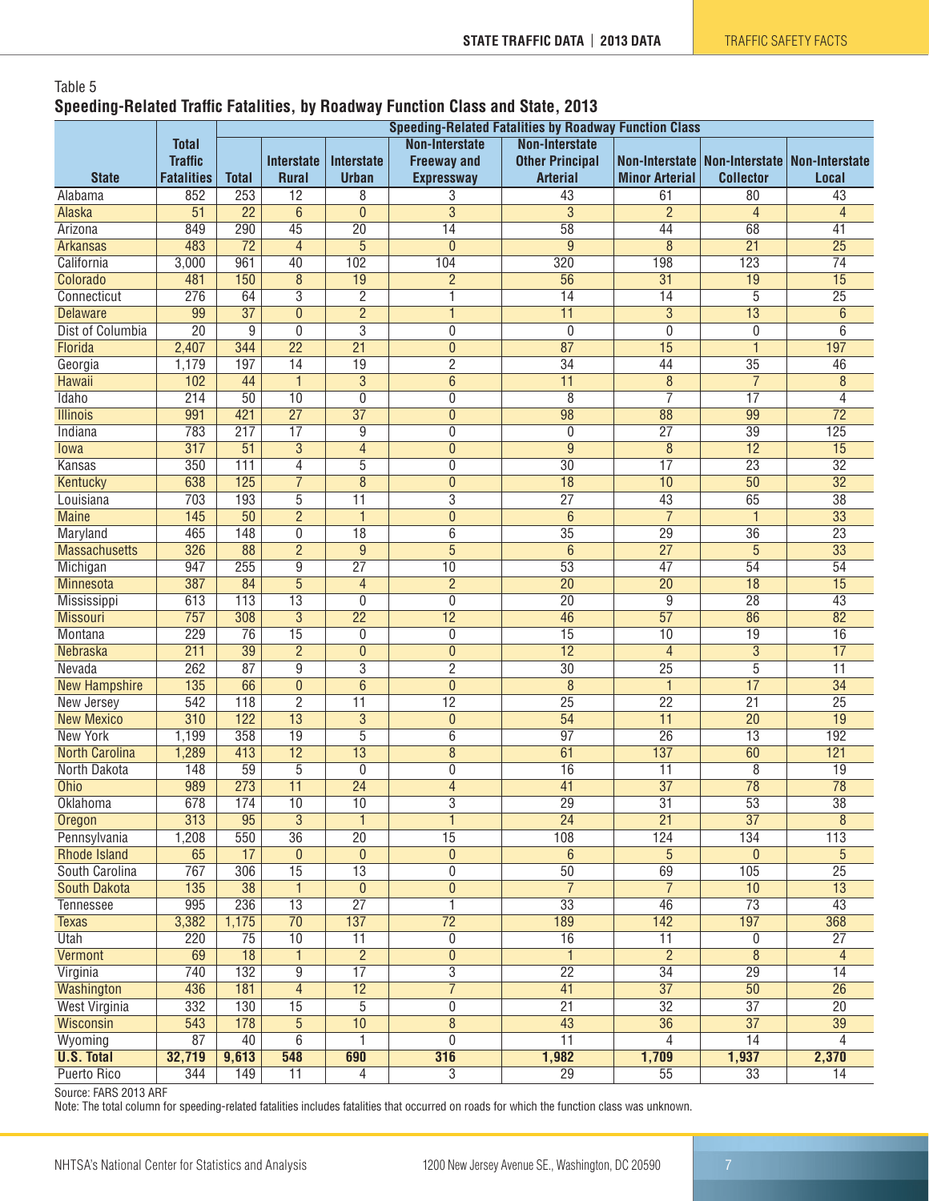Table 5

**Speeding-Related Traffic Fatalities, by Roadway Function Class and State, 2013**

| State | Total Traffic Fatalities | Speeding-Related Fatalities by Roadway Function Class | | | | | | | |
|---|---|---|---|---|---|---|---|---|---|
| | | Total | Interstate Rural | Interstate Urban | Non-Interstate Freeway and Expressway | Non-Interstate Other Principal Arterial | Non-Interstate Minor Arterial | Non-Interstate Collector | Non-Interstate Local |
| Alabama | 852 | 253 | 12 | 8 | 3 | 43 | 61 | 80 | 43 |
| Alaska | 51 | 22 | 6 | 0 | 3 | 3 | 2 | 4 | 4 |
| Arizona | 849 | 290 | 45 | 20 | 14 | 58 | 44 | 68 | 41 |
| Arkansas | 483 | 72 | 4 | 5 | 0 | 9 | 8 | 21 | 25 |
| California | 3,000 | 961 | 40 | 102 | 104 | 320 | 198 | 123 | 74 |
| Colorado | 481 | 150 | 8 | 19 | 2 | 56 | 31 | 19 | 15 |
| Connecticut | 276 | 64 | 3 | 2 | 1 | 14 | 14 | 5 | 25 |
| Delaware | 99 | 37 | 0 | 2 | 1 | 11 | 3 | 13 | 6 |
| Dist of Columbia | 20 | 9 | 0 | 3 | 0 | 0 | 0 | 0 | 6 |
| Florida | 2,407 | 344 | 22 | 21 | 0 | 87 | 15 | 1 | 197 |
| Georgia | 1,179 | 197 | 14 | 19 | 2 | 34 | 44 | 35 | 46 |
| Hawaii | 102 | 44 | 1 | 3 | 6 | 11 | 8 | 7 | 8 |
| Idaho | 214 | 50 | 10 | 0 | 0 | 8 | 7 | 17 | 4 |
| Illinois | 991 | 421 | 27 | 37 | 0 | 98 | 88 | 99 | 72 |
| Indiana | 783 | 217 | 17 | 9 | 0 | 0 | 27 | 39 | 125 |
| Iowa | 317 | 51 | 3 | 4 | 0 | 9 | 8 | 12 | 15 |
| Kansas | 350 | 111 | 4 | 5 | 0 | 30 | 17 | 23 | 32 |
| Kentucky | 638 | 125 | 7 | 8 | 0 | 18 | 10 | 50 | 32 |
| Louisiana | 703 | 193 | 5 | 11 | 3 | 27 | 43 | 65 | 38 |
| Maine | 145 | 50 | 2 | 1 | 0 | 6 | 7 | 1 | 33 |
| Maryland | 465 | 148 | 0 | 18 | 6 | 35 | 29 | 36 | 23 |
| Massachusetts | 326 | 88 | 2 | 9 | 5 | 6 | 27 | 5 | 33 |
| Michigan | 947 | 255 | 9 | 27 | 10 | 53 | 47 | 54 | 54 |
| Minnesota | 387 | 84 | 5 | 4 | 2 | 20 | 20 | 18 | 15 |
| Mississippi | 613 | 113 | 13 | 0 | 0 | 20 | 9 | 28 | 43 |
| Missouri | 757 | 308 | 3 | 22 | 12 | 46 | 57 | 86 | 82 |
| Montana | 229 | 76 | 15 | 0 | 0 | 15 | 10 | 19 | 16 |
| Nebraska | 211 | 39 | 2 | 0 | 0 | 12 | 4 | 3 | 17 |
| Nevada | 262 | 87 | 9 | 3 | 2 | 30 | 25 | 5 | 11 |
| New Hampshire | 135 | 66 | 0 | 6 | 0 | 8 | 1 | 17 | 34 |
| New Jersey | 542 | 118 | 2 | 11 | 12 | 25 | 22 | 21 | 25 |
| New Mexico | 310 | 122 | 13 | 3 | 0 | 54 | 11 | 20 | 19 |
| New York | 1,199 | 358 | 19 | 5 | 6 | 97 | 26 | 13 | 192 |
| North Carolina | 1,289 | 413 | 12 | 13 | 8 | 61 | 137 | 60 | 121 |
| North Dakota | 148 | 59 | 5 | 0 | 0 | 16 | 11 | 8 | 19 |
| Ohio | 989 | 273 | 11 | 24 | 4 | 41 | 37 | 78 | 78 |
| Oklahoma | 678 | 174 | 10 | 10 | 3 | 29 | 31 | 53 | 38 |
| Oregon | 313 | 95 | 3 | 1 | 1 | 24 | 21 | 37 | 8 |
| Pennsylvania | 1,208 | 550 | 36 | 20 | 15 | 108 | 124 | 134 | 113 |
| Rhode Island | 65 | 17 | 0 | 0 | 0 | 6 | 5 | 0 | 5 |
| South Carolina | 767 | 306 | 15 | 13 | 0 | 50 | 69 | 105 | 25 |
| South Dakota | 135 | 38 | 1 | 0 | 0 | 7 | 7 | 10 | 13 |
| Tennessee | 995 | 236 | 13 | 27 | 1 | 33 | 46 | 73 | 43 |
| Texas | 3,382 | 1,175 | 70 | 137 | 72 | 189 | 142 | 197 | 368 |
| Utah | 220 | 75 | 10 | 11 | 0 | 16 | 11 | 0 | 27 |
| Vermont | 69 | 18 | 1 | 2 | 0 | 1 | 2 | 8 | 4 |
| Virginia | 740 | 132 | 9 | 17 | 3 | 22 | 34 | 29 | 14 |
| Washington | 436 | 181 | 4 | 12 | 7 | 41 | 37 | 50 | 26 |
| West Virginia | 332 | 130 | 15 | 5 | 0 | 21 | 32 | 37 | 20 |
| Wisconsin | 543 | 178 | 5 | 10 | 8 | 43 | 36 | 37 | 39 |
| Wyoming | 87 | 40 | 6 | 1 | 0 | 11 | 4 | 14 | 4 |
| **U.S. Total** | **32,719** | **9,613** | **548** | **690** | **316** | **1,982** | **1,709** | **1,937** | **2,370** |
| Puerto Rico | 344 | 149 | 11 | 4 | 3 | 29 | 55 | 33 | 14 |

Source: FARS 2013 ARF

Note: The total column for speeding-related fatalities includes fatalities that occurred on roads for which the function class was unknown.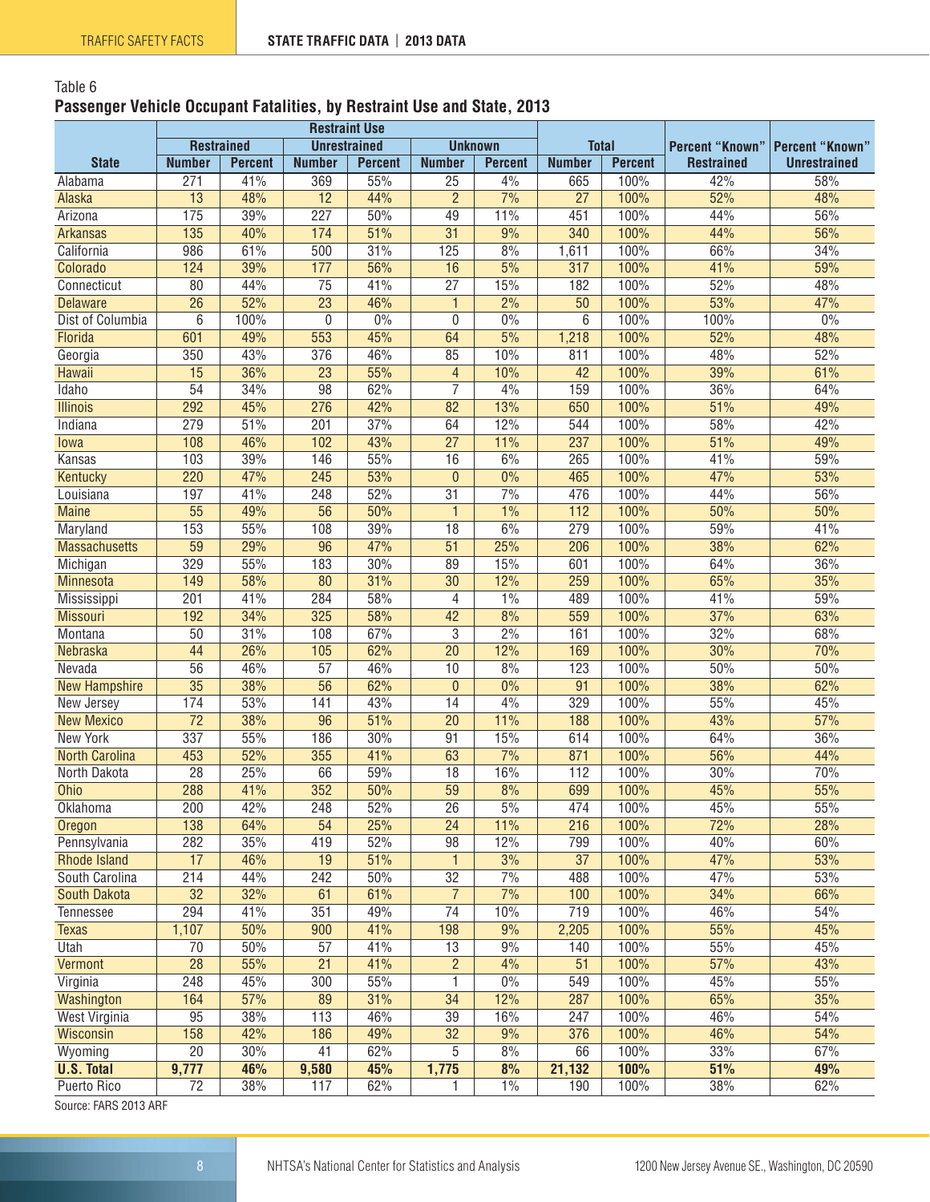Table 6

**Passenger Vehicle Occupant Fatalities, by Restraint Use and State, 2013**

| State | Restraint Use | | | | | | Total | | Percent "Known" Restrained | Percent "Known" Unrestrained |
|---|---|---|---|---|---|---|---|---|---|---|
| | Restrained | | Unrestrained | | Unknown | | | | | |
| | Number | Percent | Number | Percent | Number | Percent | Number | Percent | | |
| Alabama | 271 | 41% | 369 | 55% | 25 | 4% | 665 | 100% | 42% | 58% |
| Alaska | 13 | 48% | 12 | 44% | 2 | 7% | 27 | 100% | 52% | 48% |
| Arizona | 175 | 39% | 227 | 50% | 49 | 11% | 451 | 100% | 44% | 56% |
| Arkansas | 135 | 40% | 174 | 51% | 31 | 9% | 340 | 100% | 44% | 56% |
| California | 986 | 61% | 500 | 31% | 125 | 8% | 1,611 | 100% | 66% | 34% |
| Colorado | 124 | 39% | 177 | 56% | 16 | 5% | 317 | 100% | 41% | 59% |
| Connecticut | 80 | 44% | 75 | 41% | 27 | 15% | 182 | 100% | 52% | 48% |
| Delaware | 26 | 52% | 23 | 46% | 1 | 2% | 50 | 100% | 53% | 47% |
| Dist of Columbia | 6 | 100% | 0 | 0% | 0 | 0% | 6 | 100% | 100% | 0% |
| Florida | 601 | 49% | 553 | 45% | 64 | 5% | 1,218 | 100% | 52% | 48% |
| Georgia | 350 | 43% | 376 | 46% | 85 | 10% | 811 | 100% | 48% | 52% |
| Hawaii | 15 | 36% | 23 | 55% | 4 | 10% | 42 | 100% | 39% | 61% |
| Idaho | 54 | 34% | 98 | 62% | 7 | 4% | 159 | 100% | 36% | 64% |
| Illinois | 292 | 45% | 276 | 42% | 82 | 13% | 650 | 100% | 51% | 49% |
| Indiana | 279 | 51% | 201 | 37% | 64 | 12% | 544 | 100% | 58% | 42% |
| Iowa | 108 | 46% | 102 | 43% | 27 | 11% | 237 | 100% | 51% | 49% |
| Kansas | 103 | 39% | 146 | 55% | 16 | 6% | 265 | 100% | 41% | 59% |
| Kentucky | 220 | 47% | 245 | 53% | 0 | 0% | 465 | 100% | 47% | 53% |
| Louisiana | 197 | 41% | 248 | 52% | 31 | 7% | 476 | 100% | 44% | 56% |
| Maine | 55 | 49% | 56 | 50% | 1 | 1% | 112 | 100% | 50% | 50% |
| Maryland | 153 | 55% | 108 | 39% | 18 | 6% | 279 | 100% | 59% | 41% |
| Massachusetts | 59 | 29% | 96 | 47% | 51 | 25% | 206 | 100% | 38% | 62% |
| Michigan | 329 | 55% | 183 | 30% | 89 | 15% | 601 | 100% | 64% | 36% |
| Minnesota | 149 | 58% | 80 | 31% | 30 | 12% | 259 | 100% | 65% | 35% |
| Mississippi | 201 | 41% | 284 | 58% | 4 | 1% | 489 | 100% | 41% | 59% |
| Missouri | 192 | 34% | 325 | 58% | 42 | 8% | 559 | 100% | 37% | 63% |
| Montana | 50 | 31% | 108 | 67% | 3 | 2% | 161 | 100% | 32% | 68% |
| Nebraska | 44 | 26% | 105 | 62% | 20 | 12% | 169 | 100% | 30% | 70% |
| Nevada | 56 | 46% | 57 | 46% | 10 | 8% | 123 | 100% | 50% | 50% |
| New Hampshire | 35 | 38% | 56 | 62% | 0 | 0% | 91 | 100% | 38% | 62% |
| New Jersey | 174 | 53% | 141 | 43% | 14 | 4% | 329 | 100% | 55% | 45% |
| New Mexico | 72 | 38% | 96 | 51% | 20 | 11% | 188 | 100% | 43% | 57% |
| New York | 337 | 55% | 186 | 30% | 91 | 15% | 614 | 100% | 64% | 36% |
| North Carolina | 453 | 52% | 355 | 41% | 63 | 7% | 871 | 100% | 56% | 44% |
| North Dakota | 28 | 25% | 66 | 59% | 18 | 16% | 112 | 100% | 30% | 70% |
| Ohio | 288 | 41% | 352 | 50% | 59 | 8% | 699 | 100% | 45% | 55% |
| Oklahoma | 200 | 42% | 248 | 52% | 26 | 5% | 474 | 100% | 45% | 55% |
| Oregon | 138 | 64% | 54 | 25% | 24 | 11% | 216 | 100% | 72% | 28% |
| Pennsylvania | 282 | 35% | 419 | 52% | 98 | 12% | 799 | 100% | 40% | 60% |
| Rhode Island | 17 | 46% | 19 | 51% | 1 | 3% | 37 | 100% | 47% | 53% |
| South Carolina | 214 | 44% | 242 | 50% | 32 | 7% | 488 | 100% | 47% | 53% |
| South Dakota | 32 | 32% | 61 | 61% | 7 | 7% | 100 | 100% | 34% | 66% |
| Tennessee | 294 | 41% | 351 | 49% | 74 | 10% | 719 | 100% | 46% | 54% |
| Texas | 1,107 | 50% | 900 | 41% | 198 | 9% | 2,205 | 100% | 55% | 45% |
| Utah | 70 | 50% | 57 | 41% | 13 | 9% | 140 | 100% | 55% | 45% |
| Vermont | 28 | 55% | 21 | 41% | 2 | 4% | 51 | 100% | 57% | 43% |
| Virginia | 248 | 45% | 300 | 55% | 1 | 0% | 549 | 100% | 45% | 55% |
| Washington | 164 | 57% | 89 | 31% | 34 | 12% | 287 | 100% | 65% | 35% |
| West Virginia | 95 | 38% | 113 | 46% | 39 | 16% | 247 | 100% | 46% | 54% |
| Wisconsin | 158 | 42% | 186 | 49% | 32 | 9% | 376 | 100% | 46% | 54% |
| Wyoming | 20 | 30% | 41 | 62% | 5 | 8% | 66 | 100% | 33% | 67% |
| **U.S. Total** | **9,777** | **46%** | **9,580** | **45%** | **1,775** | **8%** | **21,132** | **100%** | **51%** | **49%** |
| Puerto Rico | 72 | 38% | 117 | 62% | 1 | 1% | 190 | 100% | 38% | 62% |

Source: FARS 2013 ARF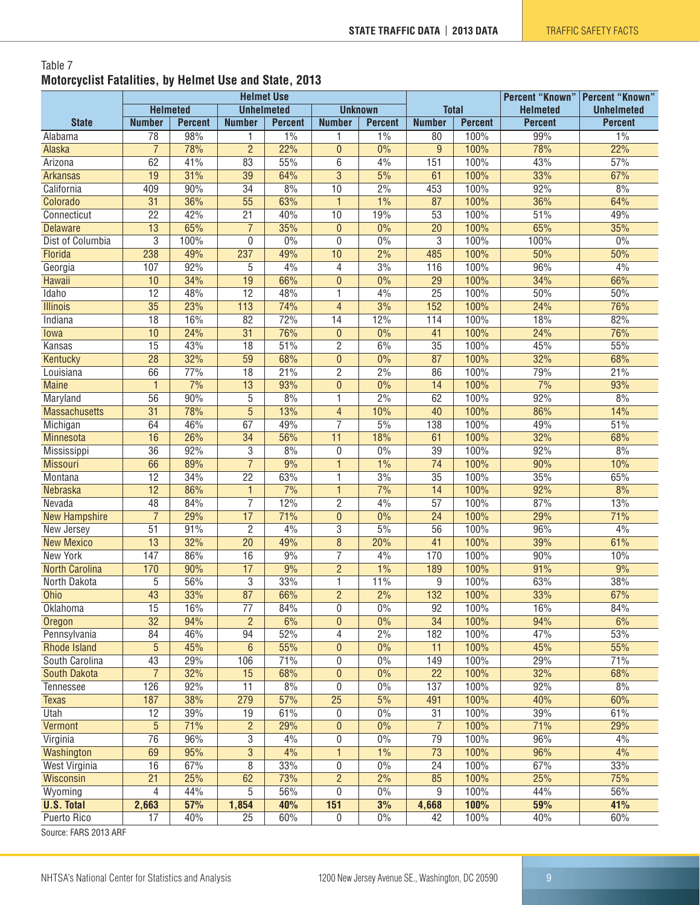Table 7

**Motorcyclist Fatalities, by Helmet Use and State, 2013**

| | Helmet Use | | | | | | | | Percent "Known" | Percent "Known" |
|---|---|---|---|---|---|---|---|---|---|---|
| | Helmeted | | Unhelmeted | | Unknown | | Total | | Helmeted | Unhelmeted |
| State | Number | Percent | Number | Percent | Number | Percent | Number | Percent | Percent | Percent |
| Alabama | 78 | 98% | 1 | 1% | 1 | 1% | 80 | 100% | 99% | 1% |
| Alaska | 7 | 78% | 2 | 22% | 0 | 0% | 9 | 100% | 78% | 22% |
| Arizona | 62 | 41% | 83 | 55% | 6 | 4% | 151 | 100% | 43% | 57% |
| Arkansas | 19 | 31% | 39 | 64% | 3 | 5% | 61 | 100% | 33% | 67% |
| California | 409 | 90% | 34 | 8% | 10 | 2% | 453 | 100% | 92% | 8% |
| Colorado | 31 | 36% | 55 | 63% | 1 | 1% | 87 | 100% | 36% | 64% |
| Connecticut | 22 | 42% | 21 | 40% | 10 | 19% | 53 | 100% | 51% | 49% |
| Delaware | 13 | 65% | 7 | 35% | 0 | 0% | 20 | 100% | 65% | 35% |
| Dist of Columbia | 3 | 100% | 0 | 0% | 0 | 0% | 3 | 100% | 100% | 0% |
| Florida | 238 | 49% | 237 | 49% | 10 | 2% | 485 | 100% | 50% | 50% |
| Georgia | 107 | 92% | 5 | 4% | 4 | 3% | 116 | 100% | 96% | 4% |
| Hawaii | 10 | 34% | 19 | 66% | 0 | 0% | 29 | 100% | 34% | 66% |
| Idaho | 12 | 48% | 12 | 48% | 1 | 4% | 25 | 100% | 50% | 50% |
| Illinois | 35 | 23% | 113 | 74% | 4 | 3% | 152 | 100% | 24% | 76% |
| Indiana | 18 | 16% | 82 | 72% | 14 | 12% | 114 | 100% | 18% | 82% |
| Iowa | 10 | 24% | 31 | 76% | 0 | 0% | 41 | 100% | 24% | 76% |
| Kansas | 15 | 43% | 18 | 51% | 2 | 6% | 35 | 100% | 45% | 55% |
| Kentucky | 28 | 32% | 59 | 68% | 0 | 0% | 87 | 100% | 32% | 68% |
| Louisiana | 66 | 77% | 18 | 21% | 2 | 2% | 86 | 100% | 79% | 21% |
| Maine | 1 | 7% | 13 | 93% | 0 | 0% | 14 | 100% | 7% | 93% |
| Maryland | 56 | 90% | 5 | 8% | 1 | 2% | 62 | 100% | 92% | 8% |
| Massachusetts | 31 | 78% | 5 | 13% | 4 | 10% | 40 | 100% | 86% | 14% |
| Michigan | 64 | 46% | 67 | 49% | 7 | 5% | 138 | 100% | 49% | 51% |
| Minnesota | 16 | 26% | 34 | 56% | 11 | 18% | 61 | 100% | 32% | 68% |
| Mississippi | 36 | 92% | 3 | 8% | 0 | 0% | 39 | 100% | 92% | 8% |
| Missouri | 66 | 89% | 7 | 9% | 1 | 1% | 74 | 100% | 90% | 10% |
| Montana | 12 | 34% | 22 | 63% | 1 | 3% | 35 | 100% | 35% | 65% |
| Nebraska | 12 | 86% | 1 | 7% | 1 | 7% | 14 | 100% | 92% | 8% |
| Nevada | 48 | 84% | 7 | 12% | 2 | 4% | 57 | 100% | 87% | 13% |
| New Hampshire | 7 | 29% | 17 | 71% | 0 | 0% | 24 | 100% | 29% | 71% |
| New Jersey | 51 | 91% | 2 | 4% | 3 | 5% | 56 | 100% | 96% | 4% |
| New Mexico | 13 | 32% | 20 | 49% | 8 | 20% | 41 | 100% | 39% | 61% |
| New York | 147 | 86% | 16 | 9% | 7 | 4% | 170 | 100% | 90% | 10% |
| North Carolina | 170 | 90% | 17 | 9% | 2 | 1% | 189 | 100% | 91% | 9% |
| North Dakota | 5 | 56% | 3 | 33% | 1 | 11% | 9 | 100% | 63% | 38% |
| Ohio | 43 | 33% | 87 | 66% | 2 | 2% | 132 | 100% | 33% | 67% |
| Oklahoma | 15 | 16% | 77 | 84% | 0 | 0% | 92 | 100% | 16% | 84% |
| Oregon | 32 | 94% | 2 | 6% | 0 | 0% | 34 | 100% | 94% | 6% |
| Pennsylvania | 84 | 46% | 94 | 52% | 4 | 2% | 182 | 100% | 47% | 53% |
| Rhode Island | 5 | 45% | 6 | 55% | 0 | 0% | 11 | 100% | 45% | 55% |
| South Carolina | 43 | 29% | 106 | 71% | 0 | 0% | 149 | 100% | 29% | 71% |
| South Dakota | 7 | 32% | 15 | 68% | 0 | 0% | 22 | 100% | 32% | 68% |
| Tennessee | 126 | 92% | 11 | 8% | 0 | 0% | 137 | 100% | 92% | 8% |
| Texas | 187 | 38% | 279 | 57% | 25 | 5% | 491 | 100% | 40% | 60% |
| Utah | 12 | 39% | 19 | 61% | 0 | 0% | 31 | 100% | 39% | 61% |
| Vermont | 5 | 71% | 2 | 29% | 0 | 0% | 7 | 100% | 71% | 29% |
| Virginia | 76 | 96% | 3 | 4% | 0 | 0% | 79 | 100% | 96% | 4% |
| Washington | 69 | 95% | 3 | 4% | 1 | 1% | 73 | 100% | 96% | 4% |
| West Virginia | 16 | 67% | 8 | 33% | 0 | 0% | 24 | 100% | 67% | 33% |
| Wisconsin | 21 | 25% | 62 | 73% | 2 | 2% | 85 | 100% | 25% | 75% |
| Wyoming | 4 | 44% | 5 | 56% | 0 | 0% | 9 | 100% | 44% | 56% |
| **U.S. Total** | **2,663** | **57%** | **1,854** | **40%** | **151** | **3%** | **4,668** | **100%** | **59%** | **41%** |
| Puerto Rico | 17 | 40% | 25 | 60% | 0 | 0% | 42 | 100% | 40% | 60% |

Source: FARS 2013 ARF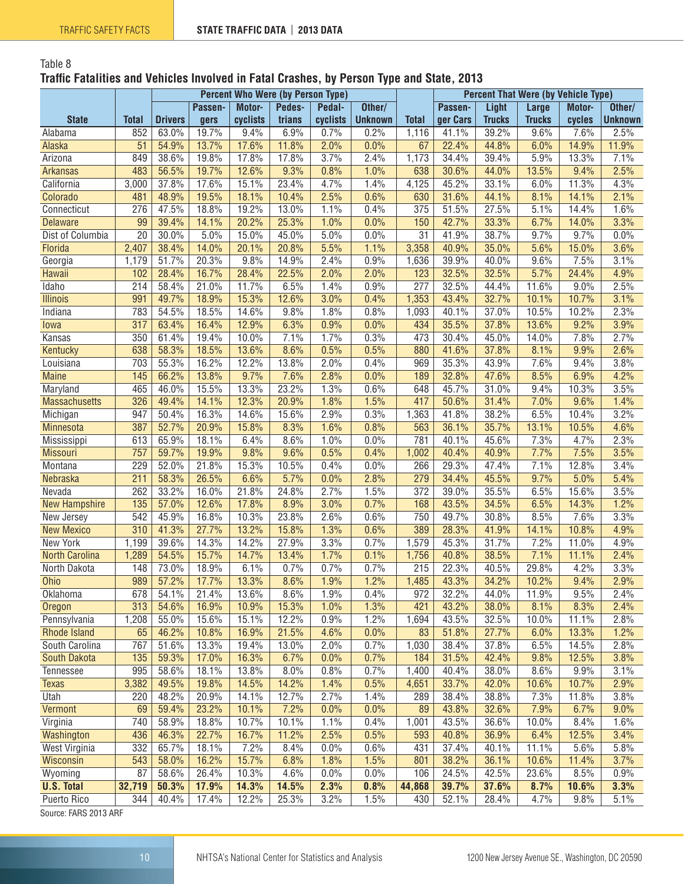Table 8

**Traffic Fatalities and Vehicles Involved in Fatal Crashes, by Person Type and State, 2013**

| | | Percent Who Were (by Person Type) | | | | | | | Percent That Were (by Vehicle Type) | | | | |
|---|---|---|---|---|---|---|---|---|---|---|---|---|---|
| State | Total | Drivers | Passengers | Motorcyclists | Pedestrians | Pedalcyclists | Other/Unknown | Total | Passenger Cars | Light Trucks | Large Trucks | Motorcycles | Other/Unknown |
| Alabama | 852 | 63.0% | 19.7% | 9.4% | 6.9% | 0.7% | 0.2% | 1,116 | 41.1% | 39.2% | 9.6% | 7.6% | 2.5% |
| Alaska | 51 | 54.9% | 13.7% | 17.6% | 11.8% | 2.0% | 0.0% | 67 | 22.4% | 44.8% | 6.0% | 14.9% | 11.9% |
| Arizona | 849 | 38.6% | 19.8% | 17.8% | 17.8% | 3.7% | 2.4% | 1,173 | 34.4% | 39.4% | 5.9% | 13.3% | 7.1% |
| Arkansas | 483 | 56.5% | 19.7% | 12.6% | 9.3% | 0.8% | 1.0% | 638 | 30.6% | 44.0% | 13.5% | 9.4% | 2.5% |
| California | 3,000 | 37.8% | 17.6% | 15.1% | 23.4% | 4.7% | 1.4% | 4,125 | 45.2% | 33.1% | 6.0% | 11.3% | 4.3% |
| Colorado | 481 | 48.9% | 19.5% | 18.1% | 10.4% | 2.5% | 0.6% | 630 | 31.6% | 44.1% | 8.1% | 14.1% | 2.1% |
| Connecticut | 276 | 47.5% | 18.8% | 19.2% | 13.0% | 1.1% | 0.4% | 375 | 51.5% | 27.5% | 5.1% | 14.4% | 1.6% |
| Delaware | 99 | 39.4% | 14.1% | 20.2% | 25.3% | 1.0% | 0.0% | 150 | 42.7% | 33.3% | 6.7% | 14.0% | 3.3% |
| Dist of Columbia | 20 | 30.0% | 5.0% | 15.0% | 45.0% | 5.0% | 0.0% | 31 | 41.9% | 38.7% | 9.7% | 9.7% | 0.0% |
| Florida | 2,407 | 38.4% | 14.0% | 20.1% | 20.8% | 5.5% | 1.1% | 3,358 | 40.9% | 35.0% | 5.6% | 15.0% | 3.6% |
| Georgia | 1,179 | 51.7% | 20.3% | 9.8% | 14.9% | 2.4% | 0.9% | 1,636 | 39.9% | 40.0% | 9.6% | 7.5% | 3.1% |
| Hawaii | 102 | 28.4% | 16.7% | 28.4% | 22.5% | 2.0% | 2.0% | 123 | 32.5% | 32.5% | 5.7% | 24.4% | 4.9% |
| Idaho | 214 | 58.4% | 21.0% | 11.7% | 6.5% | 1.4% | 0.9% | 277 | 32.5% | 44.4% | 11.6% | 9.0% | 2.5% |
| Illinois | 991 | 49.7% | 18.9% | 15.3% | 12.6% | 3.0% | 0.4% | 1,353 | 43.4% | 32.7% | 10.1% | 10.7% | 3.1% |
| Indiana | 783 | 54.5% | 18.5% | 14.6% | 9.8% | 1.8% | 0.8% | 1,093 | 40.1% | 37.0% | 10.5% | 10.2% | 2.3% |
| Iowa | 317 | 63.4% | 16.4% | 12.9% | 6.3% | 0.9% | 0.0% | 434 | 35.5% | 37.8% | 13.6% | 9.2% | 3.9% |
| Kansas | 350 | 61.4% | 19.4% | 10.0% | 7.1% | 1.7% | 0.3% | 473 | 30.4% | 45.0% | 14.0% | 7.8% | 2.7% |
| Kentucky | 638 | 58.3% | 18.5% | 13.6% | 8.6% | 0.5% | 0.5% | 880 | 41.6% | 37.8% | 8.1% | 9.9% | 2.6% |
| Louisiana | 703 | 55.3% | 16.2% | 12.2% | 13.8% | 2.0% | 0.4% | 969 | 35.3% | 43.9% | 7.6% | 9.4% | 3.8% |
| Maine | 145 | 66.2% | 13.8% | 9.7% | 7.6% | 2.8% | 0.0% | 189 | 32.8% | 47.6% | 8.5% | 6.9% | 4.2% |
| Maryland | 465 | 46.0% | 15.5% | 13.3% | 23.2% | 1.3% | 0.6% | 648 | 45.7% | 31.0% | 9.4% | 10.3% | 3.5% |
| Massachusetts | 326 | 49.4% | 14.1% | 12.3% | 20.9% | 1.8% | 1.5% | 417 | 50.6% | 31.4% | 7.0% | 9.6% | 1.4% |
| Michigan | 947 | 50.4% | 16.3% | 14.6% | 15.6% | 2.9% | 0.3% | 1,363 | 41.8% | 38.2% | 6.5% | 10.4% | 3.2% |
| Minnesota | 387 | 52.7% | 20.9% | 15.8% | 8.3% | 1.6% | 0.8% | 563 | 36.1% | 35.7% | 13.1% | 10.5% | 4.6% |
| Mississippi | 613 | 65.9% | 18.1% | 6.4% | 8.6% | 1.0% | 0.0% | 781 | 40.1% | 45.6% | 7.3% | 4.7% | 2.3% |
| Missouri | 757 | 59.7% | 19.9% | 9.8% | 9.6% | 0.5% | 0.4% | 1,002 | 40.4% | 40.9% | 7.7% | 7.5% | 3.5% |
| Montana | 229 | 52.0% | 21.8% | 15.3% | 10.5% | 0.4% | 0.0% | 266 | 29.3% | 47.4% | 7.1% | 12.8% | 3.4% |
| Nebraska | 211 | 58.3% | 26.5% | 6.6% | 5.7% | 0.0% | 2.8% | 279 | 34.4% | 45.5% | 9.7% | 5.0% | 5.4% |
| Nevada | 262 | 33.2% | 16.0% | 21.8% | 24.8% | 2.7% | 1.5% | 372 | 39.0% | 35.5% | 6.5% | 15.6% | 3.5% |
| New Hampshire | 135 | 57.0% | 12.6% | 17.8% | 8.9% | 3.0% | 0.7% | 168 | 43.5% | 34.5% | 6.5% | 14.3% | 1.2% |
| New Jersey | 542 | 45.9% | 16.8% | 10.3% | 23.8% | 2.6% | 0.6% | 750 | 49.7% | 30.8% | 8.5% | 7.6% | 3.3% |
| New Mexico | 310 | 41.3% | 27.7% | 13.2% | 15.8% | 1.3% | 0.6% | 389 | 28.3% | 41.9% | 14.1% | 10.8% | 4.9% |
| New York | 1,199 | 39.6% | 14.3% | 14.2% | 27.9% | 3.3% | 0.7% | 1,579 | 45.3% | 31.7% | 7.2% | 11.0% | 4.9% |
| North Carolina | 1,289 | 54.5% | 15.7% | 14.7% | 13.4% | 1.7% | 0.1% | 1,756 | 40.8% | 38.5% | 7.1% | 11.1% | 2.4% |
| North Dakota | 148 | 73.0% | 18.9% | 6.1% | 0.7% | 0.7% | 0.7% | 215 | 22.3% | 40.5% | 29.8% | 4.2% | 3.3% |
| Ohio | 989 | 57.2% | 17.7% | 13.3% | 8.6% | 1.9% | 1.2% | 1,485 | 43.3% | 34.2% | 10.2% | 9.4% | 2.9% |
| Oklahoma | 678 | 54.1% | 21.4% | 13.6% | 8.6% | 1.9% | 0.4% | 972 | 32.2% | 44.0% | 11.9% | 9.5% | 2.4% |
| Oregon | 313 | 54.6% | 16.9% | 10.9% | 15.3% | 1.0% | 1.3% | 421 | 43.2% | 38.0% | 8.1% | 8.3% | 2.4% |
| Pennsylvania | 1,208 | 55.0% | 15.6% | 15.1% | 12.2% | 0.9% | 1.2% | 1,694 | 43.5% | 32.5% | 10.0% | 11.1% | 2.8% |
| Rhode Island | 65 | 46.2% | 10.8% | 16.9% | 21.5% | 4.6% | 0.0% | 83 | 51.8% | 27.7% | 6.0% | 13.3% | 1.2% |
| South Carolina | 767 | 51.6% | 13.3% | 19.4% | 13.0% | 2.0% | 0.7% | 1,030 | 38.4% | 37.8% | 6.5% | 14.5% | 2.8% |
| South Dakota | 135 | 59.3% | 17.0% | 16.3% | 6.7% | 0.0% | 0.7% | 184 | 31.5% | 42.4% | 9.8% | 12.5% | 3.8% |
| Tennessee | 995 | 58.6% | 18.1% | 13.8% | 8.0% | 0.8% | 0.7% | 1,400 | 40.4% | 38.0% | 8.6% | 9.9% | 3.1% |
| Texas | 3,382 | 49.5% | 19.8% | 14.5% | 14.2% | 1.4% | 0.5% | 4,651 | 33.7% | 42.0% | 10.6% | 10.7% | 2.9% |
| Utah | 220 | 48.2% | 20.9% | 14.1% | 12.7% | 2.7% | 1.4% | 289 | 38.4% | 38.8% | 7.3% | 11.8% | 3.8% |
| Vermont | 69 | 59.4% | 23.2% | 10.1% | 7.2% | 0.0% | 0.0% | 89 | 43.8% | 32.6% | 7.9% | 6.7% | 9.0% |
| Virginia | 740 | 58.9% | 18.8% | 10.7% | 10.1% | 1.1% | 0.4% | 1,001 | 43.5% | 36.6% | 10.0% | 8.4% | 1.6% |
| Washington | 436 | 46.3% | 22.7% | 16.7% | 11.2% | 2.5% | 0.5% | 593 | 40.8% | 36.9% | 6.4% | 12.5% | 3.4% |
| West Virginia | 332 | 65.7% | 18.1% | 7.2% | 8.4% | 0.0% | 0.6% | 431 | 37.4% | 40.1% | 11.1% | 5.6% | 5.8% |
| Wisconsin | 543 | 58.0% | 16.2% | 15.7% | 6.8% | 1.8% | 1.5% | 801 | 38.2% | 36.1% | 10.6% | 11.4% | 3.7% |
| Wyoming | 87 | 58.6% | 26.4% | 10.3% | 4.6% | 0.0% | 0.0% | 106 | 24.5% | 42.5% | 23.6% | 8.5% | 0.9% |
| **U.S. Total** | **32,719** | **50.3%** | **17.9%** | **14.3%** | **14.5%** | **2.3%** | **0.8%** | **44,868** | **39.7%** | **37.6%** | **8.7%** | **10.6%** | **3.3%** |
| Puerto Rico | 344 | 40.4% | 17.4% | 12.2% | 25.3% | 3.2% | 1.5% | 430 | 52.1% | 28.4% | 4.7% | 9.8% | 5.1% |

Source: FARS 2013 ARF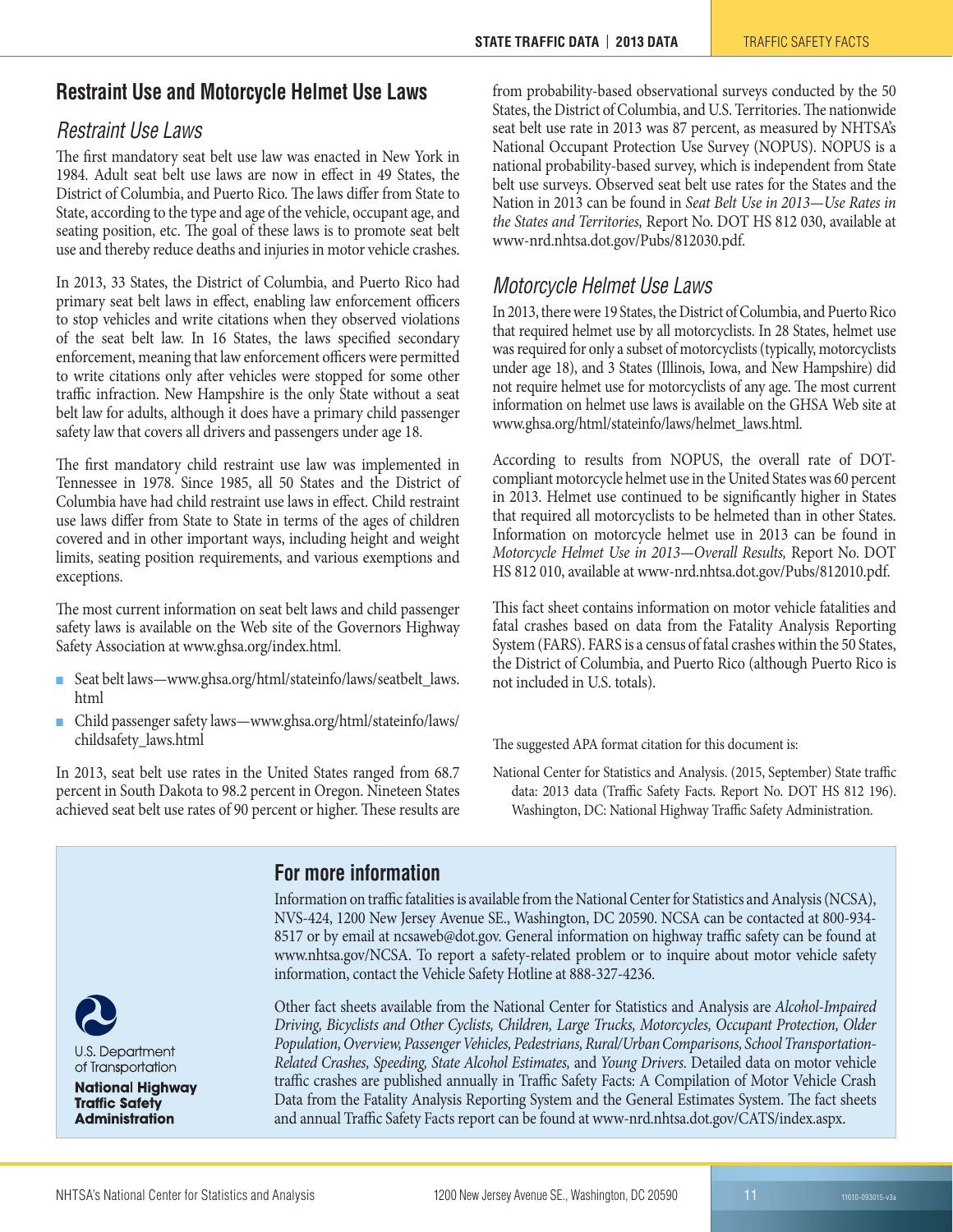## Restraint Use and Motorcycle Helmet Use Laws

### *Restraint Use Laws*

The first mandatory seat belt use law was enacted in New York in 1984. Adult seat belt use laws are now in effect in 49 States, the District of Columbia, and Puerto Rico. The laws differ from State to State, according to the type and age of the vehicle, occupant age, and seating position, etc. The goal of these laws is to promote seat belt use and thereby reduce deaths and injuries in motor vehicle crashes.

In 2013, 33 States, the District of Columbia, and Puerto Rico had primary seat belt laws in effect, enabling law enforcement officers to stop vehicles and write citations when they observed violations of the seat belt law. In 16 States, the laws specified secondary enforcement, meaning that law enforcement officers were permitted to write citations only after vehicles were stopped for some other traffic infraction. New Hampshire is the only State without a seat belt law for adults, although it does have a primary child passenger safety law that covers all drivers and passengers under age 18.

The first mandatory child restraint use law was implemented in Tennessee in 1978. Since 1985, all 50 States and the District of Columbia have had child restraint use laws in effect. Child restraint use laws differ from State to State in terms of the ages of children covered and in other important ways, including height and weight limits, seating position requirements, and various exemptions and exceptions.

The most current information on seat belt laws and child passenger safety laws is available on the Web site of the Governors Highway Safety Association at www.ghsa.org/index.html.

- Seat belt laws—www.ghsa.org/html/stateinfo/laws/seatbelt_laws.html
- Child passenger safety laws—www.ghsa.org/html/stateinfo/laws/childsafety_laws.html

In 2013, seat belt use rates in the United States ranged from 68.7 percent in South Dakota to 98.2 percent in Oregon. Nineteen States achieved seat belt use rates of 90 percent or higher. These results are from probability-based observational surveys conducted by the 50 States, the District of Columbia, and U.S. Territories. The nationwide seat belt use rate in 2013 was 87 percent, as measured by NHTSA's National Occupant Protection Use Survey (NOPUS). NOPUS is a national probability-based survey, which is independent from State belt use surveys. Observed seat belt use rates for the States and the Nation in 2013 can be found in *Seat Belt Use in 2013—Use Rates in the States and Territories,* Report No. DOT HS 812 030, available at www-nrd.nhtsa.dot.gov/Pubs/812030.pdf.

### *Motorcycle Helmet Use Laws*

In 2013, there were 19 States, the District of Columbia, and Puerto Rico that required helmet use by all motorcyclists. In 28 States, helmet use was required for only a subset of motorcyclists (typically, motorcyclists under age 18), and 3 States (Illinois, Iowa, and New Hampshire) did not require helmet use for motorcyclists of any age. The most current information on helmet use laws is available on the GHSA Web site at www.ghsa.org/html/stateinfo/laws/helmet_laws.html.

According to results from NOPUS, the overall rate of DOT-compliant motorcycle helmet use in the United States was 60 percent in 2013. Helmet use continued to be significantly higher in States that required all motorcyclists to be helmeted than in other States. Information on motorcycle helmet use in 2013 can be found in *Motorcycle Helmet Use in 2013—Overall Results,* Report No. DOT HS 812 010, available at www-nrd.nhtsa.dot.gov/Pubs/812010.pdf.

This fact sheet contains information on motor vehicle fatalities and fatal crashes based on data from the Fatality Analysis Reporting System (FARS). FARS is a census of fatal crashes within the 50 States, the District of Columbia, and Puerto Rico (although Puerto Rico is not included in U.S. totals).

The suggested APA format citation for this document is:

National Center for Statistics and Analysis. (2015, September) State traffic data: 2013 data (Traffic Safety Facts. Report No. DOT HS 812 196). Washington, DC: National Highway Traffic Safety Administration.

## For more information

Information on traffic fatalities is available from the National Center for Statistics and Analysis (NCSA), NVS-424, 1200 New Jersey Avenue SE., Washington, DC 20590. NCSA can be contacted at 800-934-8517 or by email at ncsaweb@dot.gov. General information on highway traffic safety can be found at www.nhtsa.gov/NCSA. To report a safety-related problem or to inquire about motor vehicle safety information, contact the Vehicle Safety Hotline at 888-327-4236.

Other fact sheets available from the National Center for Statistics and Analysis are *Alcohol-Impaired Driving, Bicyclists and Other Cyclists, Children, Large Trucks, Motorcycles, Occupant Protection, Older Population, Overview, Passenger Vehicles, Pedestrians, Rural/Urban Comparisons, School Transportation-Related Crashes, Speeding, State Alcohol Estimates,* and *Young Drivers.* Detailed data on motor vehicle traffic crashes are published annually in Traffic Safety Facts: A Compilation of Motor Vehicle Crash Data from the Fatality Analysis Reporting System and the General Estimates System. The fact sheets and annual Traffic Safety Facts report can be found at www-nrd.nhtsa.dot.gov/CATS/index.aspx.

U.S. Department of Transportation

**National Highway Traffic Safety Administration**